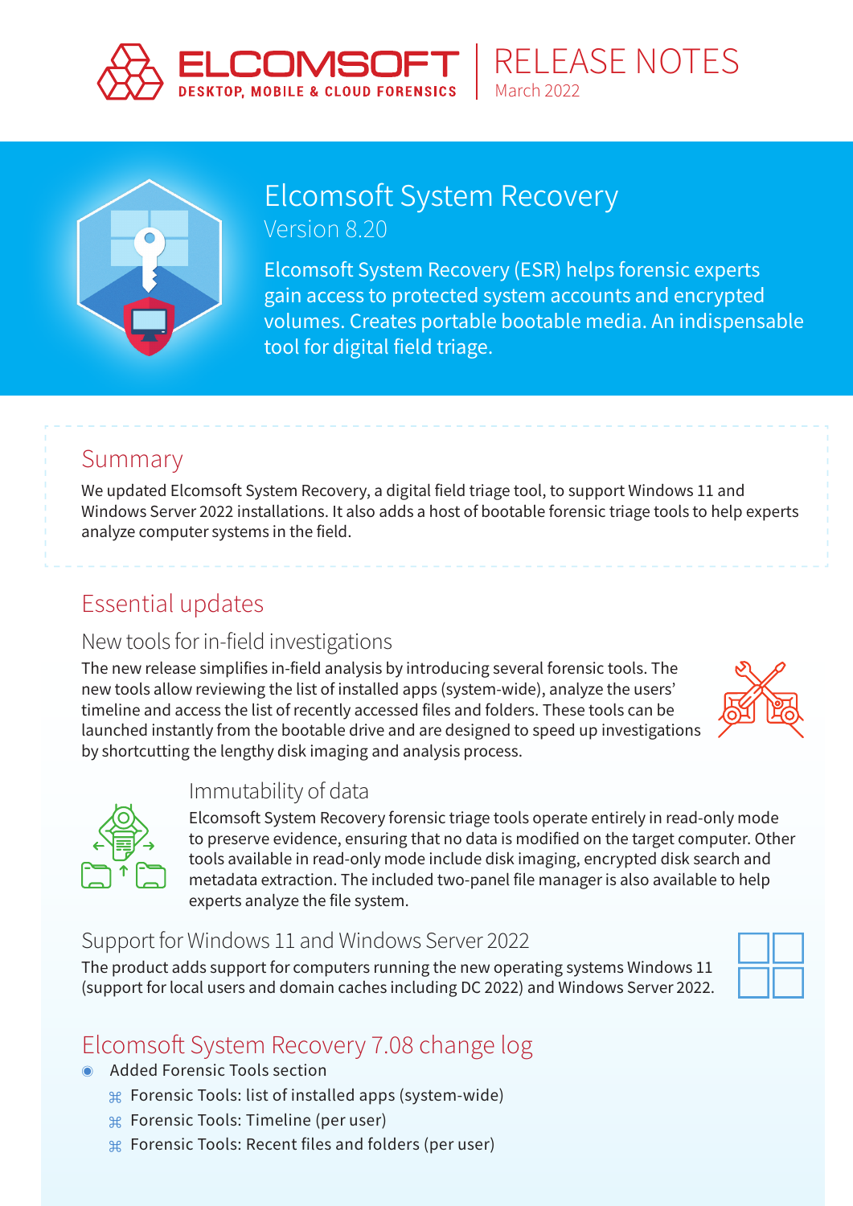ELCOMSOFT
DESKTOP, MOBILE & CLOUD FORENSICS

RELEASE NOTES
March 2022

# Elcomsoft System Recovery
Version 8.20

Elcomsoft System Recovery (ESR) helps forensic experts gain access to protected system accounts and encrypted volumes. Creates portable bootable media. An indispensable tool for digital field triage.

## Summary

We updated Elcomsoft System Recovery, a digital field triage tool, to support Windows 11 and Windows Server 2022 installations. It also adds a host of bootable forensic triage tools to help experts analyze computer systems in the field.

## Essential updates

### New tools for in-field investigations

The new release simplifies in-field analysis by introducing several forensic tools. The new tools allow reviewing the list of installed apps (system-wide), analyze the users' timeline and access the list of recently accessed files and folders. These tools can be launched instantly from the bootable drive and are designed to speed up investigations by shortcutting the lengthy disk imaging and analysis process.

### Immutability of data

Elcomsoft System Recovery forensic triage tools operate entirely in read-only mode to preserve evidence, ensuring that no data is modified on the target computer. Other tools available in read-only mode include disk imaging, encrypted disk search and metadata extraction. The included two-panel file manager is also available to help experts analyze the file system.

### Support for Windows 11 and Windows Server 2022

The product adds support for computers running the new operating systems Windows 11 (support for local users and domain caches including DC 2022) and Windows Server 2022.

## Elcomsoft System Recovery 7.08 change log

- Added Forensic Tools section
  - Forensic Tools: list of installed apps (system-wide)
  - Forensic Tools: Timeline (per user)
  - Forensic Tools: Recent files and folders (per user)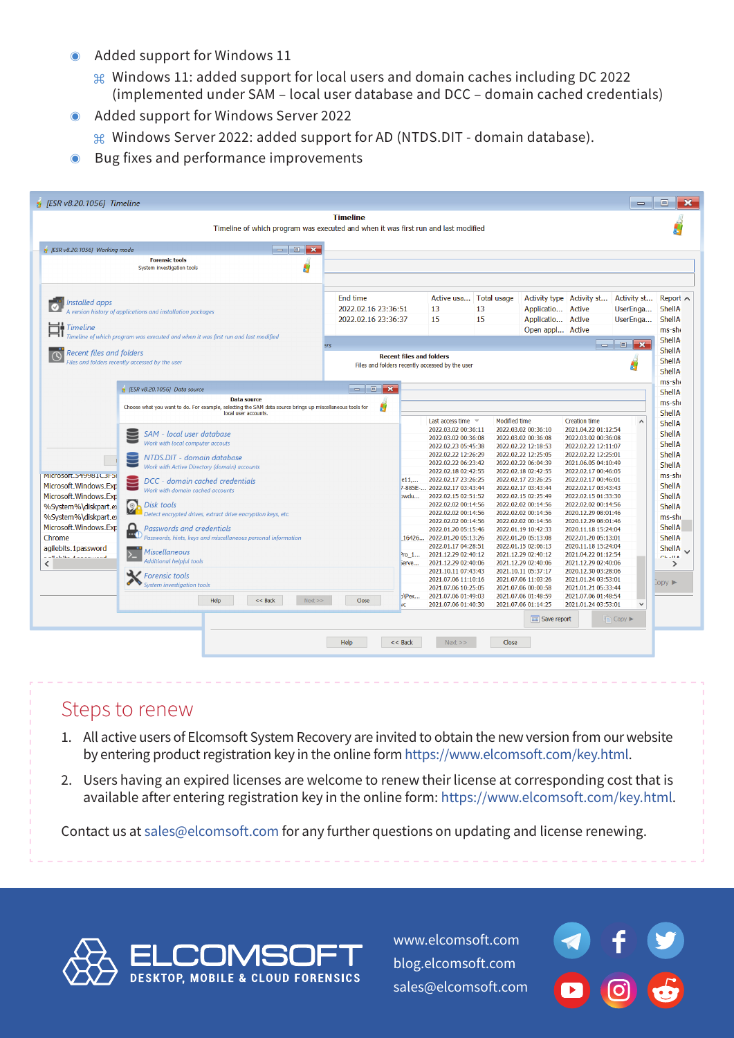- Added support for Windows 11
  - Windows 11: added support for local users and domain caches including DC 2022 (implemented under SAM – local user database and DCC – domain cached credentials)
- Added support for Windows Server 2022
  - Windows Server 2022: added support for AD (NTDS.DIT - domain database).
- Bug fixes and performance improvements

## Steps to renew

1. All active users of Elcomsoft System Recovery are invited to obtain the new version from our website by entering product registration key in the online form https://www.elcomsoft.com/key.html.
2. Users having an expired licenses are welcome to renew their license at corresponding cost that is available after entering registration key in the online form: https://www.elcomsoft.com/key.html.

Contact us at sales@elcomsoft.com for any further questions on updating and license renewing.

ELCOMSOFT
DESKTOP, MOBILE & CLOUD FORENSICS

www.elcomsoft.com
blog.elcomsoft.com
sales@elcomsoft.com